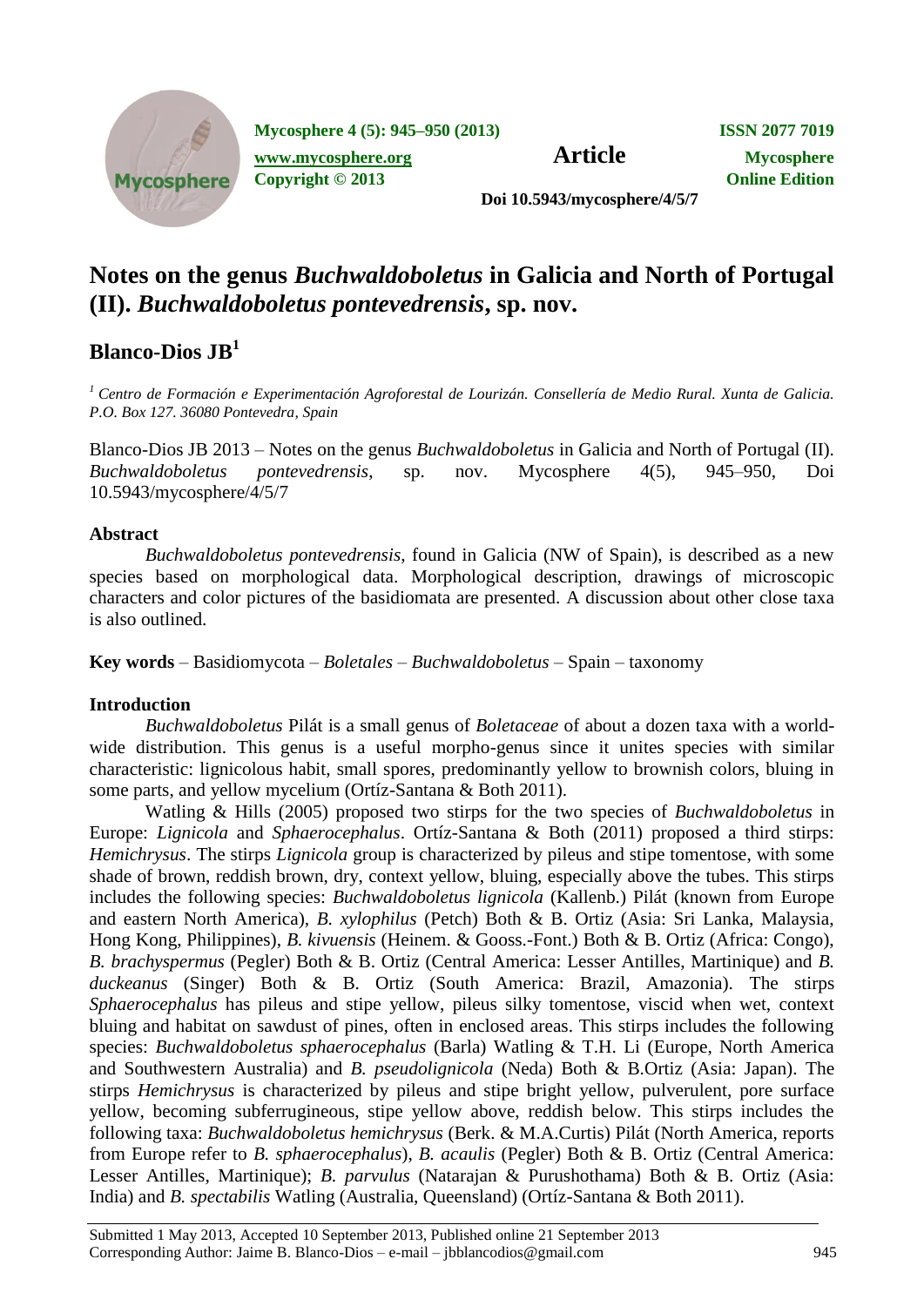# Notes on the genus *Buchwaldoboletus* in Galicia and North of Portugal (II). *Buchwaldoboletus pontevedrensis*, sp. nov.

## Blanco-Dios JB[1]

[1] *Centro de Formación e Experimentación Agroforestal de Lourizán. Consellería de Medio Rural. Xunta de Galicia. P.O. Box 127. 36080 Pontevedra, Spain*

Blanco-Dios JB 2013 – Notes on the genus *Buchwaldoboletus* in Galicia and North of Portugal (II). *Buchwaldoboletus pontevedrensis*, sp. nov. Mycosphere 4(5), 945–950, Doi 10.5943/mycosphere/4/5/7

### Abstract

*Buchwaldoboletus pontevedrensis*, found in Galicia (NW of Spain), is described as a new species based on morphological data. Morphological description, drawings of microscopic characters and color pictures of the basidiomata are presented. A discussion about other close taxa is also outlined.

**Key words** – Basidiomycota – *Boletales* – *Buchwaldoboletus* – Spain – taxonomy

### Introduction

*Buchwaldoboletus* Pilát is a small genus of *Boletaceae* of about a dozen taxa with a world-wide distribution. This genus is a useful morpho-genus since it unites species with similar characteristic: lignicolous habit, small spores, predominantly yellow to brownish colors, bluing in some parts, and yellow mycelium (Ortíz-Santana & Both 2011).

Watling & Hills (2005) proposed two stirps for the two species of *Buchwaldoboletus* in Europe: *Lignicola* and *Sphaerocephalus*. Ortíz-Santana & Both (2011) proposed a third stirps: *Hemichrysus*. The stirps *Lignicola* group is characterized by pileus and stipe tomentose, with some shade of brown, reddish brown, dry, context yellow, bluing, especially above the tubes. This stirps includes the following species: *Buchwaldoboletus lignicola* (Kallenb.) Pilát (known from Europe and eastern North America), *B. xylophilus* (Petch) Both & B. Ortiz (Asia: Sri Lanka, Malaysia, Hong Kong, Philippines), *B. kivuensis* (Heinem. & Gooss.-Font.) Both & B. Ortiz (Africa: Congo), *B. brachyspermus* (Pegler) Both & B. Ortiz (Central America: Lesser Antilles, Martinique) and *B. duckeanus* (Singer) Both & B. Ortiz (South America: Brazil, Amazonia). The stirps *Sphaerocephalus* has pileus and stipe yellow, pileus silky tomentose, viscid when wet, context bluing and habitat on sawdust of pines, often in enclosed areas. This stirps includes the following species: *Buchwaldoboletus sphaerocephalus* (Barla) Watling & T.H. Li (Europe, North America and Southwestern Australia) and *B. pseudolignicola* (Neda) Both & B.Ortiz (Asia: Japan). The stirps *Hemichrysus* is characterized by pileus and stipe bright yellow, pulverulent, pore surface yellow, becoming subferrugineous, stipe yellow above, reddish below. This stirps includes the following taxa: *Buchwaldoboletus hemichrysus* (Berk. & M.A.Curtis) Pilát (North America, reports from Europe refer to *B. sphaerocephalus*), *B. acaulis* (Pegler) Both & B. Ortiz (Central America: Lesser Antilles, Martinique); *B. parvulus* (Natarajan & Purushothama) Both & B. Ortiz (Asia: India) and *B. spectabilis* Watling (Australia, Queensland) (Ortíz-Santana & Both 2011).

Submitted 1 May 2013, Accepted 10 September 2013, Published online 21 September 2013
Corresponding Author: Jaime B. Blanco-Dios – e-mail – jbblancodios@gmail.com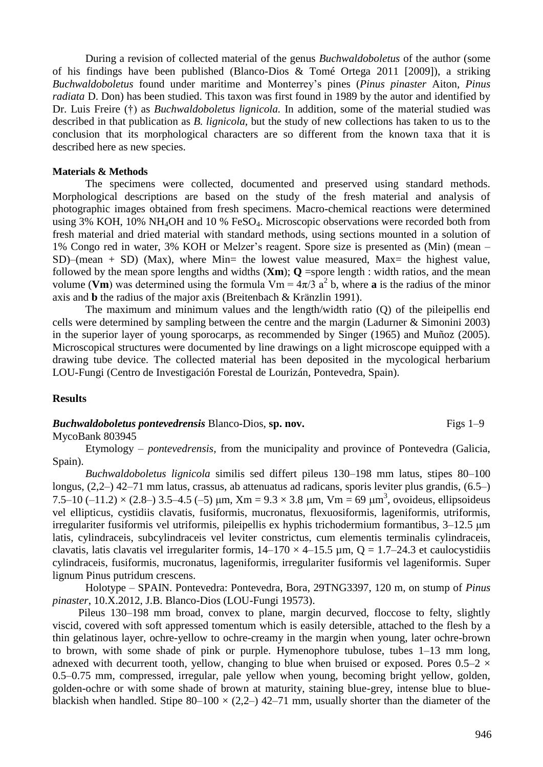During a revision of collected material of the genus *Buchwaldoboletus* of the author (some of his findings have been published (Blanco-Dios & Tomé Ortega 2011 [2009]), a striking *Buchwaldoboletus* found under maritime and Monterrey's pines (*Pinus pinaster* Aiton, *Pinus radiata* D. Don) has been studied. This taxon was first found in 1989 by the autor and identified by Dr. Luis Freire (†) as *Buchwaldoboletus lignicola.* In addition, some of the material studied was described in that publication as *B. lignicola*, but the study of new collections has taken to us to the conclusion that its morphological characters are so different from the known taxa that it is described here as new species.

## Materials & Methods

The specimens were collected, documented and preserved using standard methods. Morphological descriptions are based on the study of the fresh material and analysis of photographic images obtained from fresh specimens. Macro-chemical reactions were determined using 3% KOH, 10% $NH_4OH$ and 10 % $FeSO_4$. Microscopic observations were recorded both from fresh material and dried material with standard methods, using sections mounted in a solution of 1% Congo red in water, 3% KOH or Melzer's reagent. Spore size is presented as (Min) (mean – SD)–(mean + SD) (Max), where Min= the lowest value measured, Max= the highest value, followed by the mean spore lengths and widths (**Xm**); **Q** =spore length : width ratios, and the mean volume (**Vm**) was determined using the formula $Vm = 4\pi/3\ a^2\ b$, where **a** is the radius of the minor axis and **b** the radius of the major axis (Breitenbach & Kränzlin 1991).

The maximum and minimum values and the length/width ratio (Q) of the pileipellis end cells were determined by sampling between the centre and the margin (Ladurner & Simonini 2003) in the superior layer of young sporocarps, as recommended by Singer (1965) and Muñoz (2005). Microscopical structures were documented by line drawings on a light microscope equipped with a drawing tube device. The collected material has been deposited in the mycological herbarium LOU-Fungi (Centro de Investigación Forestal de Lourizán, Pontevedra, Spain).

## Results

***Buchwaldoboletus pontevedrensis*** Blanco-Dios, **sp. nov.** Figs 1–9

MycoBank 803945

Etymology – *pontevedrensis,* from the municipality and province of Pontevedra (Galicia, Spain).

*Buchwaldoboletus lignicola* similis sed differt pileus 130–198 mm latus, stipes 80–100 longus, (2,2–) 42–71 mm latus, crassus, ab attenuatus ad radicans, sporis leviter plus grandis, (6.5–) 7.5–10 (–11.2) × (2.8–) 3.5–4.5 (–5) μm, Xm = 9.3 × 3.8 μm, Vm = 69 $\mu m^3$, ovoideus, ellipsoideus vel ellipticus, cystidiis clavatis, fusiformis, mucronatus, flexuosiformis, lageniformis, utriformis, irregulariter fusiformis vel utriformis, pileipellis ex hyphis trichodermium formantibus, 3–12.5 μm latis, cylindraceis, subcylindraceis vel leviter constrictus, cum elementis terminalis cylindraceis, clavatis, latis clavatis vel irregulariter formis, 14–170 × 4–15.5 µm, Q = 1.7–24.3 et caulocystidiis cylindraceis, fusiformis, mucronatus, lageniformis, irregulariter fusiformis vel lageniformis. Super lignum Pinus putridum crescens.

Holotype – SPAIN. Pontevedra: Pontevedra, Bora, 29TNG3397, 120 m, on stump of *Pinus pinaster*, 10.X.2012, J.B. Blanco-Dios (LOU-Fungi 19573).

Pileus 130–198 mm broad, convex to plane, margin decurved, floccose to felty, slightly viscid, covered with soft appressed tomentum which is easily detersible, attached to the flesh by a thin gelatinous layer, ochre-yellow to ochre-creamy in the margin when young, later ochre-brown to brown, with some shade of pink or purple. Hymenophore tubulose, tubes 1–13 mm long, adnexed with decurrent tooth, yellow, changing to blue when bruised or exposed. Pores 0.5–2 × 0.5–0.75 mm, compressed, irregular, pale yellow when young, becoming bright yellow, golden, golden-ochre or with some shade of brown at maturity, staining blue-grey, intense blue to blue-blackish when handled. Stipe 80–100 × (2,2–) 42–71 mm, usually shorter than the diameter of the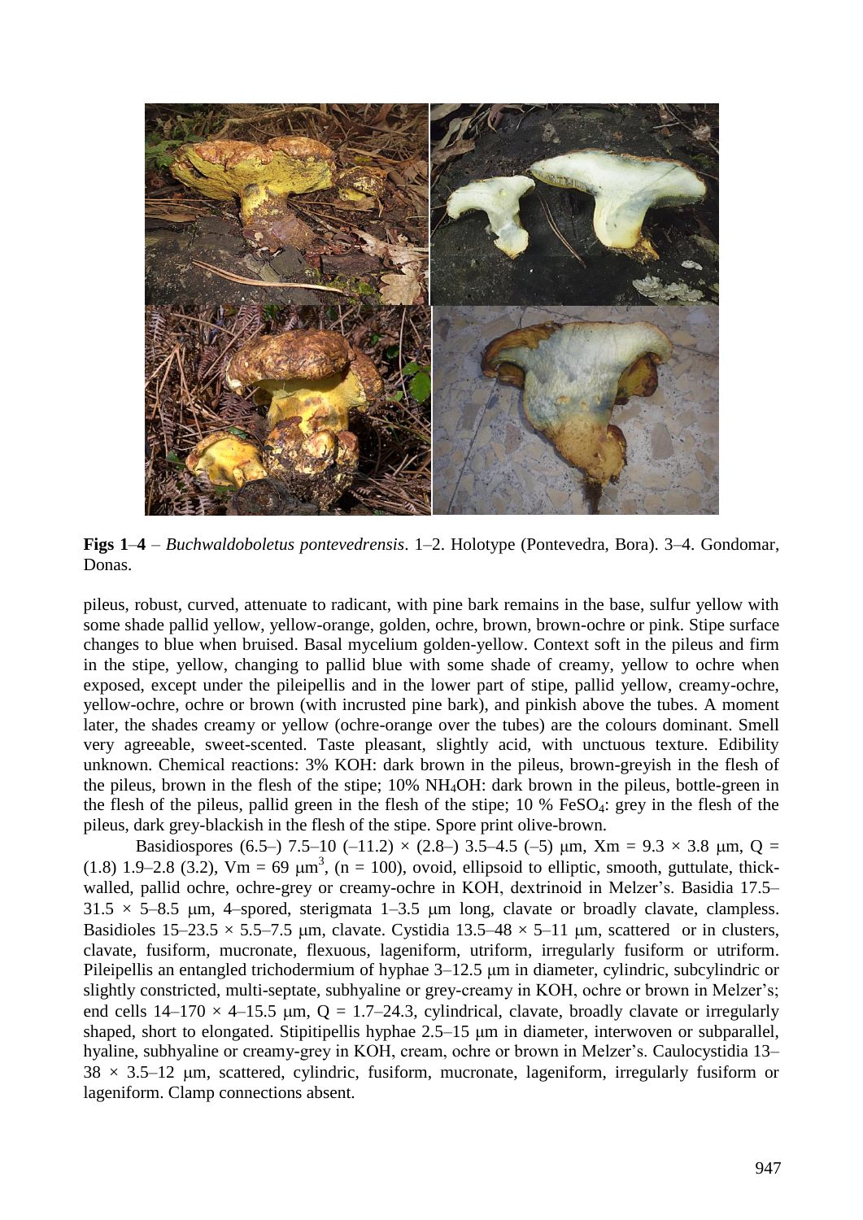**Figs 1**–**4** – *Buchwaldoboletus pontevedrensis*. 1–2. Holotype (Pontevedra, Bora). 3–4. Gondomar, Donas.

pileus, robust, curved, attenuate to radicant, with pine bark remains in the base, sulfur yellow with some shade pallid yellow, yellow-orange, golden, ochre, brown, brown-ochre or pink. Stipe surface changes to blue when bruised. Basal mycelium golden-yellow. Context soft in the pileus and firm in the stipe, yellow, changing to pallid blue with some shade of creamy, yellow to ochre when exposed, except under the pileipellis and in the lower part of stipe, pallid yellow, creamy-ochre, yellow-ochre, ochre or brown (with incrusted pine bark), and pinkish above the tubes. A moment later, the shades creamy or yellow (ochre-orange over the tubes) are the colours dominant. Smell very agreeable, sweet-scented. Taste pleasant, slightly acid, with unctuous texture. Edibility unknown. Chemical reactions: 3% KOH: dark brown in the pileus, brown-greyish in the flesh of the pileus, brown in the flesh of the stipe; 10% $NH_4OH$: dark brown in the pileus, bottle-green in the flesh of the pileus, pallid green in the flesh of the stipe; 10 % $FeSO_4$: grey in the flesh of the pileus, dark grey-blackish in the flesh of the stipe. Spore print olive-brown.

Basidiospores (6.5–) 7.5–10 (–11.2) × (2.8–) 3.5–4.5 (–5) µm, Xm = 9.3 × 3.8 µm, Q = (1.8) 1.9–2.8 (3.2), Vm = 69 µm$^3$, (n = 100), ovoid, ellipsoid to elliptic, smooth, guttulate, thick-walled, pallid ochre, ochre-grey or creamy-ochre in KOH, dextrinoid in Melzer's. Basidia 17.5–31.5 × 5–8.5 µm, 4–spored, sterigmata 1–3.5 µm long, clavate or broadly clavate, clampless. Basidioles 15–23.5 × 5.5–7.5 µm, clavate. Cystidia 13.5–48 × 5–11 µm, scattered or in clusters, clavate, fusiform, mucronate, flexuous, lageniform, utriform, irregularly fusiform or utriform. Pileipellis an entangled trichodermium of hyphae 3–12.5 µm in diameter, cylindric, subcylindric or slightly constricted, multi-septate, subhyaline or grey-creamy in KOH, ochre or brown in Melzer's; end cells 14–170 × 4–15.5 µm, Q = 1.7–24.3, cylindrical, clavate, broadly clavate or irregularly shaped, short to elongated. Stipitipellis hyphae 2.5–15 µm in diameter, interwoven or subparallel, hyaline, subhyaline or creamy-grey in KOH, cream, ochre or brown in Melzer's. Caulocystidia 13–38 × 3.5–12 µm, scattered, cylindric, fusiform, mucronate, lageniform, irregularly fusiform or lageniform. Clamp connections absent.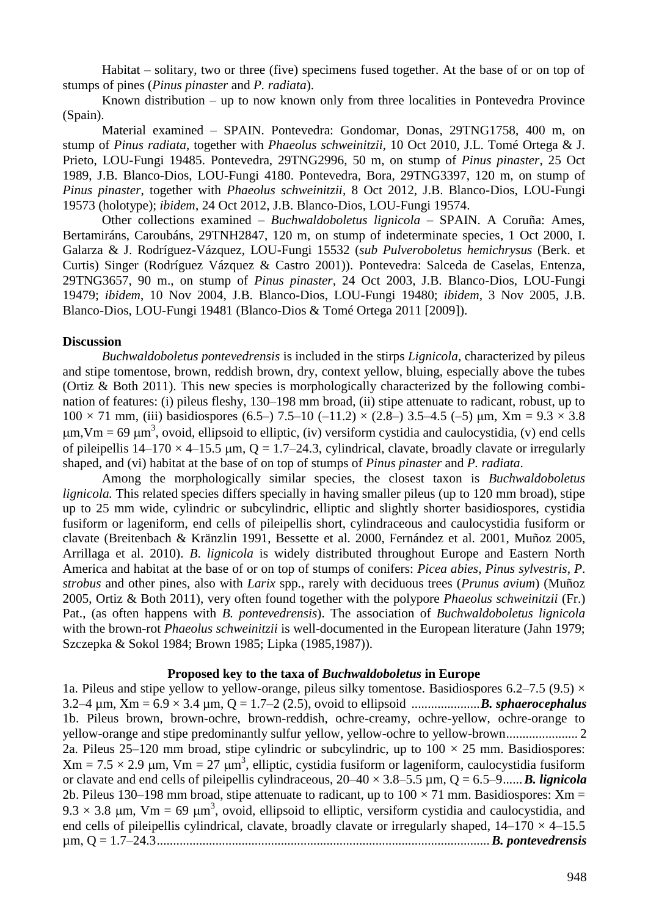Habitat – solitary, two or three (five) specimens fused together. At the base of or on top of stumps of pines (*Pinus pinaster* and *P. radiata*).

Known distribution – up to now known only from three localities in Pontevedra Province (Spain).

Material examined – SPAIN. Pontevedra: Gondomar, Donas, 29TNG1758, 400 m, on stump of *Pinus radiata*, together with *Phaeolus schweinitzii*, 10 Oct 2010, J.L. Tomé Ortega & J. Prieto, LOU-Fungi 19485. Pontevedra, 29TNG2996, 50 m, on stump of *Pinus pinaster*, 25 Oct 1989, J.B. Blanco-Dios, LOU-Fungi 4180. Pontevedra, Bora, 29TNG3397, 120 m, on stump of *Pinus pinaster*, together with *Phaeolus schweinitzii*, 8 Oct 2012, J.B. Blanco-Dios, LOU-Fungi 19573 (holotype); *ibidem*, 24 Oct 2012, J.B. Blanco-Dios, LOU-Fungi 19574.

Other collections examined – *Buchwaldoboletus lignicola* – SPAIN. A Coruña: Ames, Bertamiráns, Caroubáns, 29TNH2847, 120 m, on stump of indeterminate species, 1 Oct 2000, I. Galarza & J. Rodríguez-Vázquez, LOU-Fungi 15532 (*sub Pulveroboletus hemichrysus* (Berk. et Curtis) Singer (Rodríguez Vázquez & Castro 2001)). Pontevedra: Salceda de Caselas, Entenza, 29TNG3657, 90 m., on stump of *Pinus pinaster*, 24 Oct 2003, J.B. Blanco-Dios, LOU-Fungi 19479; *ibidem*, 10 Nov 2004, J.B. Blanco-Dios, LOU-Fungi 19480; *ibidem*, 3 Nov 2005, J.B. Blanco-Dios, LOU-Fungi 19481 (Blanco-Dios & Tomé Ortega 2011 [2009]).

## Discussion

*Buchwaldoboletus pontevedrensis* is included in the stirps *Lignicola*, characterized by pileus and stipe tomentose, brown, reddish brown, dry, context yellow, bluing, especially above the tubes (Ortiz & Both 2011). This new species is morphologically characterized by the following combination of features: (i) pileus fleshy, 130–198 mm broad, (ii) stipe attenuate to radicant, robust, up to $100 \times 71$ mm, (iii) basidiospores (6.5–) 7.5–10 (–11.2) × (2.8–) 3.5–4.5 (–5) μm, $Xm = 9.3 \times 3.8$ μm, $Vm = 69$ μm$^3$, ovoid, ellipsoid to elliptic, (iv) versiform cystidia and caulocystidia, (v) end cells of pileipellis 14–170 × 4–15.5 μm, Q = 1.7–24.3, cylindrical, clavate, broadly clavate or irregularly shaped, and (vi) habitat at the base of on top of stumps of *Pinus pinaster* and *P. radiata*.

Among the morphologically similar species, the closest taxon is *Buchwaldoboletus lignicola.* This related species differs specially in having smaller pileus (up to 120 mm broad), stipe up to 25 mm wide, cylindric or subcylindric, elliptic and slightly shorter basidiospores, cystidia fusiform or lageniform, end cells of pileipellis short, cylindraceous and caulocystidia fusiform or clavate (Breitenbach & Kränzlin 1991, Bessette et al. 2000, Fernández et al. 2001, Muñoz 2005, Arrillaga et al. 2010). *B. lignicola* is widely distributed throughout Europe and Eastern North America and habitat at the base of or on top of stumps of conifers: *Picea abies*, *Pinus sylvestris*, *P. strobus* and other pines, also with *Larix* spp., rarely with deciduous trees (*Prunus avium*) (Muñoz 2005, Ortiz & Both 2011), very often found together with the polypore *Phaeolus schweinitzii* (Fr.) Pat., (as often happens with *B. pontevedrensis*). The association of *Buchwaldoboletus lignicola* with the brown-rot *Phaeolus schweinitzii* is well-documented in the European literature (Jahn 1979; Szczepka & Sokol 1984; Brown 1985; Lipka (1985,1987)).

### Proposed key to the taxa of *Buchwaldoboletus* in Europe

1a. Pileus and stipe yellow to yellow-orange, pileus silky tomentose. Basidiospores 6.2–7.5 (9.5) × 3.2–4 μm, $Xm = 6.9 \times 3.4$ μm, Q = 1.7–2 (2.5), ovoid to ellipsoid .....................***B. sphaerocephalus***

1b. Pileus brown, brown-ochre, brown-reddish, ochre-creamy, ochre-yellow, ochre-orange to yellow-orange and stipe predominantly sulfur yellow, yellow-ochre to yellow-brown...................... 2

2a. Pileus 25–120 mm broad, stipe cylindric or subcylindric, up to $100 \times 25$ mm. Basidiospores: $Xm = 7.5 \times 2.9$ μm, $Vm = 27$ μm$^3$, elliptic, cystidia fusiform or lageniform, caulocystidia fusiform or clavate and end cells of pileipellis cylindraceous, 20–40 × 3.8–5.5 μm, Q = 6.5–9......***B. lignicola***

2b. Pileus 130–198 mm broad, stipe attenuate to radicant, up to $100 \times 71$ mm. Basidiospores: $Xm = 9.3 \times 3.8$ μm, $Vm = 69$ μm$^3$, ovoid, ellipsoid to elliptic, versiform cystidia and caulocystidia, and end cells of pileipellis cylindrical, clavate, broadly clavate or irregularly shaped, 14–170 × 4–15.5 μm, Q = 1.7–24.3.....................................................................................................***B. pontevedrensis***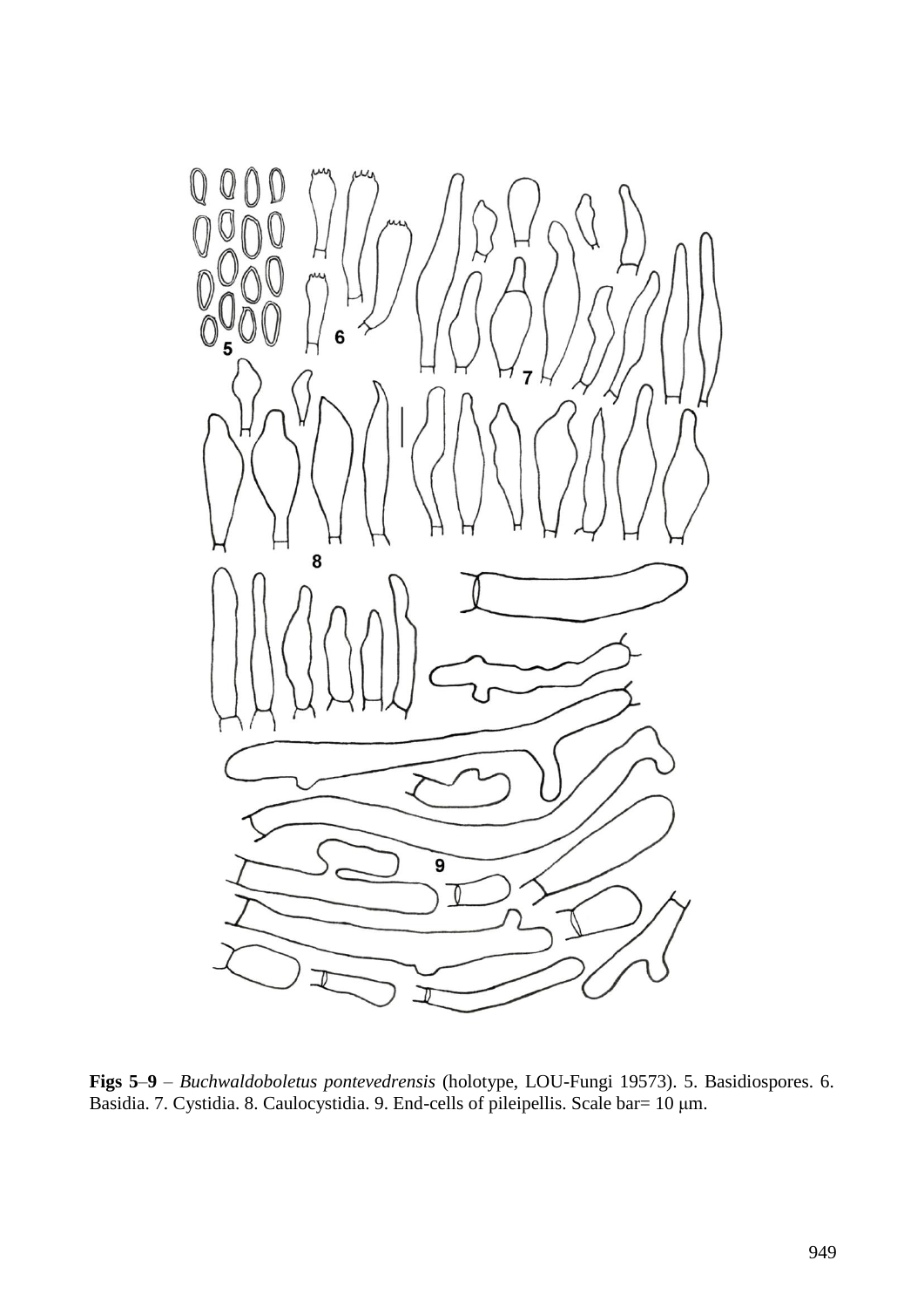**Figs 5–9** – *Buchwaldoboletus pontevedrensis* (holotype, LOU-Fungi 19573). 5. Basidiospores. 6. Basidia. 7. Cystidia. 8. Caulocystidia. 9. End-cells of pileipellis. Scale bar= 10 μm.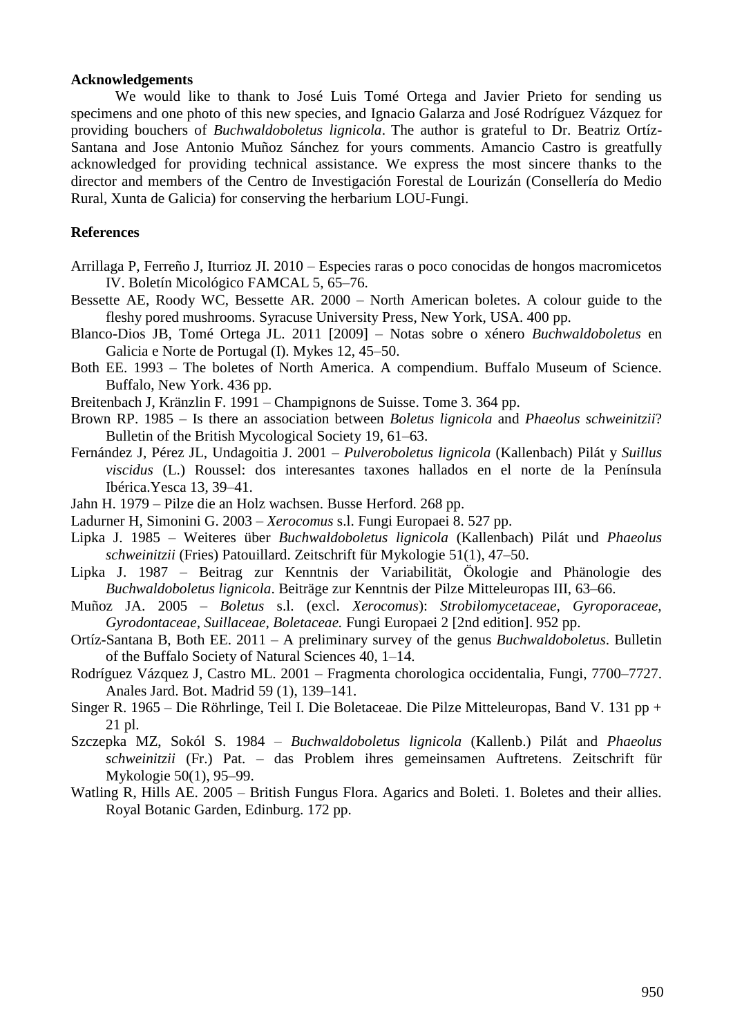## Acknowledgements

We would like to thank to José Luis Tomé Ortega and Javier Prieto for sending us specimens and one photo of this new species, and Ignacio Galarza and José Rodríguez Vázquez for providing bouchers of *Buchwaldoboletus lignicola*. The author is grateful to Dr. Beatriz Ortíz-Santana and Jose Antonio Muñoz Sánchez for yours comments. Amancio Castro is greatfully acknowledged for providing technical assistance. We express the most sincere thanks to the director and members of the Centro de Investigación Forestal de Lourizán (Consellería do Medio Rural, Xunta de Galicia) for conserving the herbarium LOU-Fungi.

## References

Arrillaga P, Ferreño J, Iturrioz JI. 2010 – Especies raras o poco conocidas de hongos macromicetos IV. Boletín Micológico FAMCAL 5, 65–76.

Bessette AE, Roody WC, Bessette AR. 2000 – North American boletes. A colour guide to the fleshy pored mushrooms. Syracuse University Press, New York, USA. 400 pp.

Blanco-Dios JB, Tomé Ortega JL. 2011 [2009] – Notas sobre o xénero *Buchwaldoboletus* en Galicia e Norte de Portugal (I). Mykes 12, 45–50.

Both EE. 1993 – The boletes of North America. A compendium. Buffalo Museum of Science. Buffalo, New York. 436 pp.

Breitenbach J, Kränzlin F. 1991 – Champignons de Suisse. Tome 3. 364 pp.

Brown RP. 1985 – Is there an association between *Boletus lignicola* and *Phaeolus schweinitzii*? Bulletin of the British Mycological Society 19, 61–63.

Fernández J, Pérez JL, Undagoitia J. 2001 – *Pulveroboletus lignicola* (Kallenbach) Pilát y *Suillus viscidus* (L.) Roussel: dos interesantes taxones hallados en el norte de la Península Ibérica.Yesca 13, 39–41.

Jahn H. 1979 – Pilze die an Holz wachsen. Busse Herford. 268 pp.

Ladurner H, Simonini G. 2003 – *Xerocomus* s.l. Fungi Europaei 8. 527 pp.

Lipka J. 1985 – Weiteres über *Buchwaldoboletus lignicola* (Kallenbach) Pilát und *Phaeolus schweinitzii* (Fries) Patouillard. Zeitschrift für Mykologie 51(1), 47–50.

Lipka J. 1987 – Beitrag zur Kenntnis der Variabilität, Ökologie and Phänologie des *Buchwaldoboletus lignicola*. Beiträge zur Kenntnis der Pilze Mitteleuropas III, 63–66.

Muñoz JA. 2005 – *Boletus* s.l. (excl. *Xerocomus*): *Strobilomycetaceae, Gyroporaceae, Gyrodontaceae, Suillaceae, Boletaceae.* Fungi Europaei 2 [2nd edition]. 952 pp.

Ortíz-Santana B, Both EE. 2011 – A preliminary survey of the genus *Buchwaldoboletus*. Bulletin of the Buffalo Society of Natural Sciences 40, 1–14.

Rodríguez Vázquez J, Castro ML. 2001 – Fragmenta chorologica occidentalia, Fungi, 7700–7727. Anales Jard. Bot. Madrid 59 (1), 139–141.

Singer R. 1965 – Die Röhrlinge, Teil I. Die Boletaceae. Die Pilze Mitteleuropas, Band V. 131 pp + 21 pl.

Szczepka MZ, Sokól S. 1984 – *Buchwaldoboletus lignicola* (Kallenb.) Pilát and *Phaeolus schweinitzii* (Fr.) Pat. – das Problem ihres gemeinsamen Auftretens. Zeitschrift für Mykologie 50(1), 95–99.

Watling R, Hills AE. 2005 – British Fungus Flora. Agarics and Boleti. 1. Boletes and their allies. Royal Botanic Garden, Edinburg. 172 pp.